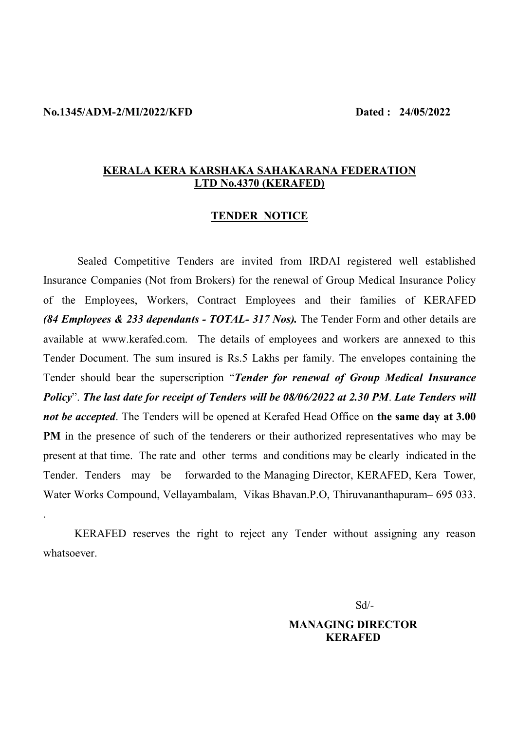**No.1345/ADM-2/MI/2022/KFD** **Dated : 24/05/2022**

## KERALA KERA KARSHAKA SAHAKARANA FEDERATION LTD No.4370 (KERAFED)

## TENDER NOTICE

Sealed Competitive Tenders are invited from IRDAI registered well established Insurance Companies (Not from Brokers) for the renewal of Group Medical Insurance Policy of the Employees, Workers, Contract Employees and their families of KERAFED ***(84 Employees & 233 dependants - TOTAL- 317 Nos).*** The Tender Form and other details are available at www.kerafed.com. The details of employees and workers are annexed to this Tender Document. The sum insured is Rs.5 Lakhs per family. The envelopes containing the Tender should bear the superscription "***Tender for renewal of Group Medical Insurance Policy***". ***The last date for receipt of Tenders will be 08/06/2022 at 2.30 PM***. ***Late Tenders will not be accepted***. The Tenders will be opened at Kerafed Head Office on **the same day at 3.00 PM** in the presence of such of the tenderers or their authorized representatives who may be present at that time. The rate and other terms and conditions may be clearly indicated in the Tender. Tenders may be forwarded to the Managing Director, KERAFED, Kera Tower, Water Works Compound, Vellayambalam, Vikas Bhavan.P.O, Thiruvananthapuram– 695 033.

KERAFED reserves the right to reject any Tender without assigning any reason whatsoever.

Sd/-

**MANAGING DIRECTOR**
**KERAFED**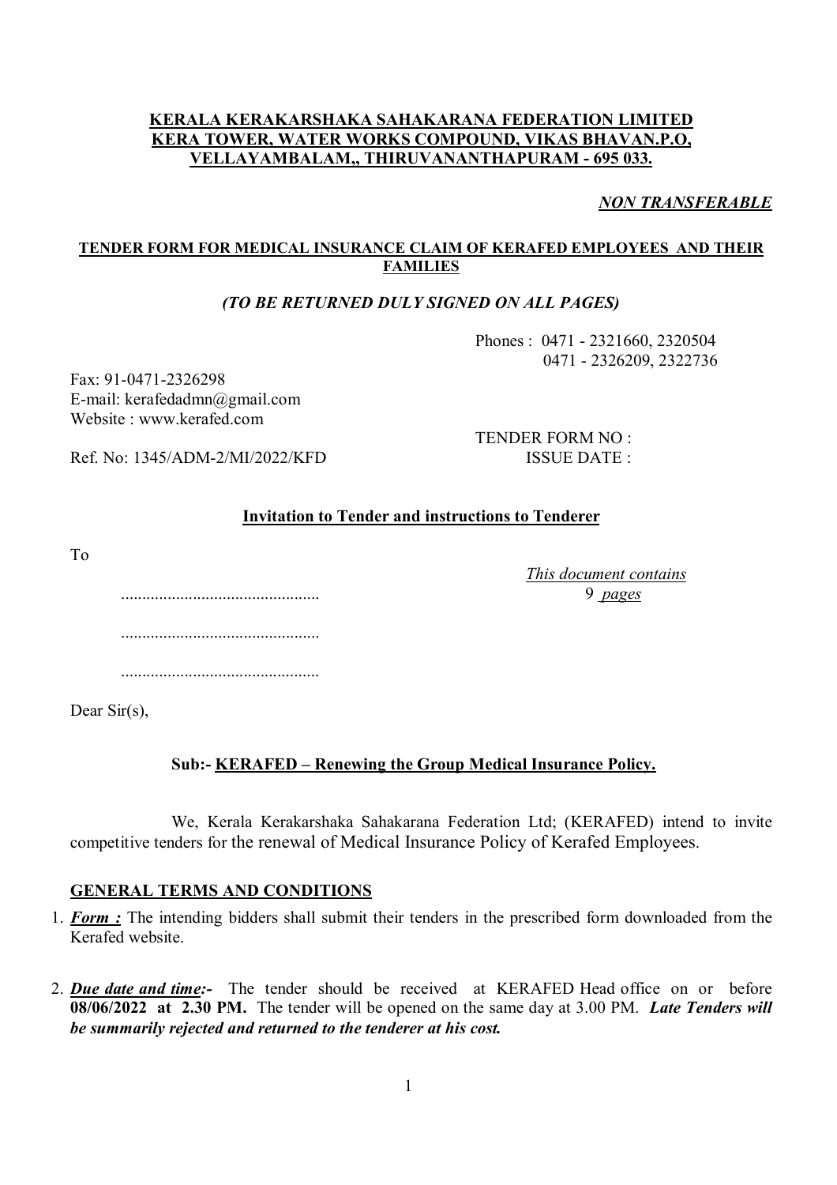**KERALA KERAKARSHAKA SAHAKARANA FEDERATION LIMITED**
**KERA TOWER, WATER WORKS COMPOUND, VIKAS BHAVAN.P.O,**
**VELLAYAMBALAM,, THIRUVANANTHAPURAM - 695 033.**

***NON TRANSFERABLE***

**TENDER FORM FOR MEDICAL INSURANCE CLAIM OF KERAFED EMPLOYEES AND THEIR FAMILIES**

***(TO BE RETURNED DULY SIGNED ON ALL PAGES)***

Phones : 0471 - 2321660, 2320504
0471 - 2326209, 2322736

Fax: 91-0471-2326298
E-mail: kerafedadmn@gmail.com
Website : www.kerafed.com

Ref. No: 1345/ADM-2/MI/2022/KFD

TENDER FORM NO :
ISSUE DATE :

**Invitation to Tender and instructions to Tenderer**

To

...............................................

...............................................

...............................................

*This document contains 9 pages*

Dear Sir(s),

**Sub:- KERAFED – Renewing the Group Medical Insurance Policy.**

We, Kerala Kerakarshaka Sahakarana Federation Ltd; (KERAFED) intend to invite competitive tenders for the renewal of Medical Insurance Policy of Kerafed Employees.

**GENERAL TERMS AND CONDITIONS**

1. ***Form :*** The intending bidders shall submit their tenders in the prescribed form downloaded from the Kerafed website.

2. ***Due date and time:-*** The tender should be received at KERAFED Head office on or before **08/06/2022 at 2.30 PM.** The tender will be opened on the same day at 3.00 PM. ***Late Tenders will be summarily rejected and returned to the tenderer at his cost.***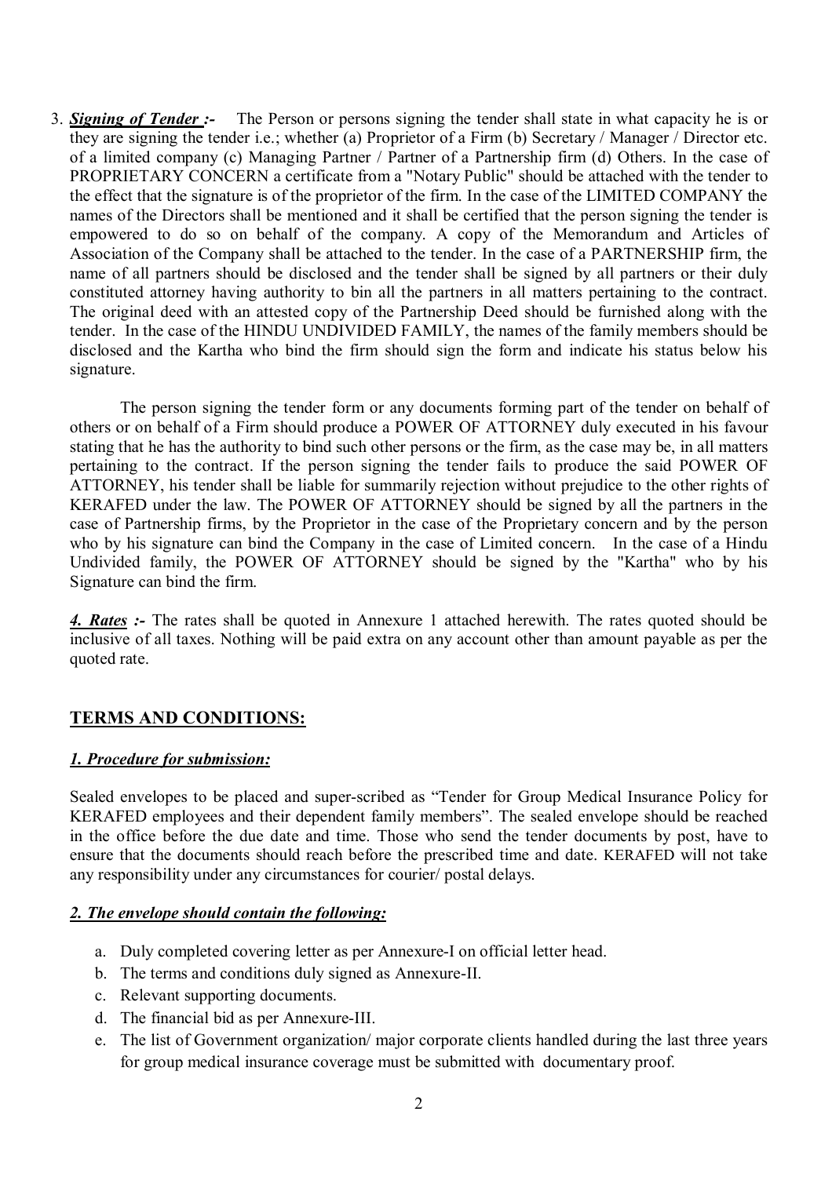3. ***Signing of Tender :-*** The Person or persons signing the tender shall state in what capacity he is or they are signing the tender i.e.; whether (a) Proprietor of a Firm (b) Secretary / Manager / Director etc. of a limited company (c) Managing Partner / Partner of a Partnership firm (d) Others. In the case of PROPRIETARY CONCERN a certificate from a "Notary Public" should be attached with the tender to the effect that the signature is of the proprietor of the firm. In the case of the LIMITED COMPANY the names of the Directors shall be mentioned and it shall be certified that the person signing the tender is empowered to do so on behalf of the company. A copy of the Memorandum and Articles of Association of the Company shall be attached to the tender. In the case of a PARTNERSHIP firm, the name of all partners should be disclosed and the tender shall be signed by all partners or their duly constituted attorney having authority to bin all the partners in all matters pertaining to the contract. The original deed with an attested copy of the Partnership Deed should be furnished along with the tender. In the case of the HINDU UNDIVIDED FAMILY, the names of the family members should be disclosed and the Kartha who bind the firm should sign the form and indicate his status below his signature.

The person signing the tender form or any documents forming part of the tender on behalf of others or on behalf of a Firm should produce a POWER OF ATTORNEY duly executed in his favour stating that he has the authority to bind such other persons or the firm, as the case may be, in all matters pertaining to the contract. If the person signing the tender fails to produce the said POWER OF ATTORNEY, his tender shall be liable for summarily rejection without prejudice to the other rights of KERAFED under the law. The POWER OF ATTORNEY should be signed by all the partners in the case of Partnership firms, by the Proprietor in the case of the Proprietary concern and by the person who by his signature can bind the Company in the case of Limited concern. In the case of a Hindu Undivided family, the POWER OF ATTORNEY should be signed by the "Kartha" who by his Signature can bind the firm.

***4. Rates :-*** The rates shall be quoted in Annexure 1 attached herewith. The rates quoted should be inclusive of all taxes. Nothing will be paid extra on any account other than amount payable as per the quoted rate.

## TERMS AND CONDITIONS:

### *1. Procedure for submission:*

Sealed envelopes to be placed and super-scribed as "Tender for Group Medical Insurance Policy for KERAFED employees and their dependent family members". The sealed envelope should be reached in the office before the due date and time. Those who send the tender documents by post, have to ensure that the documents should reach before the prescribed time and date. KERAFED will not take any responsibility under any circumstances for courier/ postal delays.

### *2. The envelope should contain the following:*

a. Duly completed covering letter as per Annexure-I on official letter head.
b. The terms and conditions duly signed as Annexure-II.
c. Relevant supporting documents.
d. The financial bid as per Annexure-III.
e. The list of Government organization/ major corporate clients handled during the last three years for group medical insurance coverage must be submitted with documentary proof.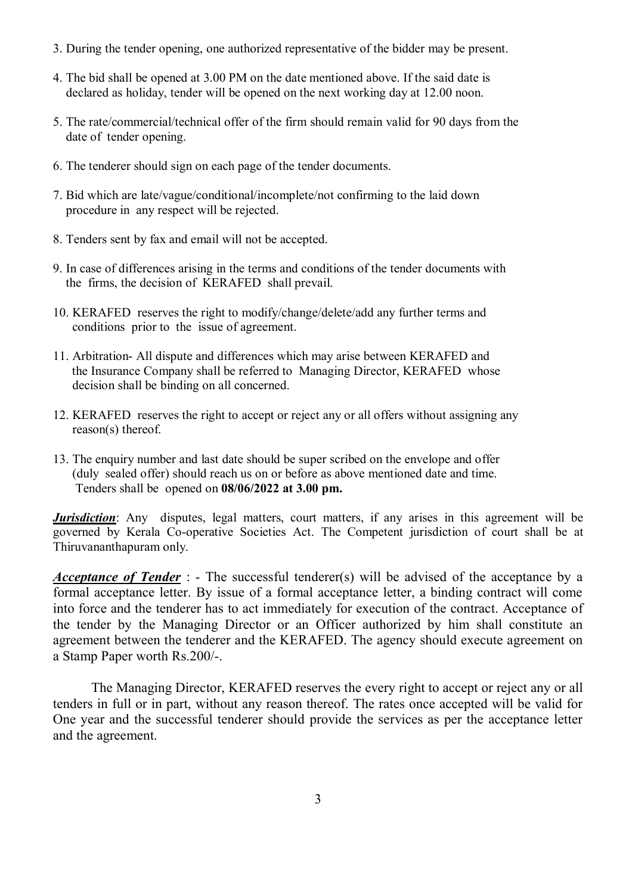3. During the tender opening, one authorized representative of the bidder may be present.

4. The bid shall be opened at 3.00 PM on the date mentioned above. If the said date is declared as holiday, tender will be opened on the next working day at 12.00 noon.

5. The rate/commercial/technical offer of the firm should remain valid for 90 days from the date of tender opening.

6. The tenderer should sign on each page of the tender documents.

7. Bid which are late/vague/conditional/incomplete/not confirming to the laid down procedure in any respect will be rejected.

8. Tenders sent by fax and email will not be accepted.

9. In case of differences arising in the terms and conditions of the tender documents with the firms, the decision of KERAFED shall prevail.

10. KERAFED reserves the right to modify/change/delete/add any further terms and conditions prior to the issue of agreement.

11. Arbitration- All dispute and differences which may arise between KERAFED and the Insurance Company shall be referred to Managing Director, KERAFED whose decision shall be binding on all concerned.

12. KERAFED reserves the right to accept or reject any or all offers without assigning any reason(s) thereof.

13. The enquiry number and last date should be super scribed on the envelope and offer (duly sealed offer) should reach us on or before as above mentioned date and time. Tenders shall be opened on **08/06/2022 at 3.00 pm.**

***Jurisdiction***: Any disputes, legal matters, court matters, if any arises in this agreement will be governed by Kerala Co-operative Societies Act. The Competent jurisdiction of court shall be at Thiruvananthapuram only.

***Acceptance of Tender*** : - The successful tenderer(s) will be advised of the acceptance by a formal acceptance letter. By issue of a formal acceptance letter, a binding contract will come into force and the tenderer has to act immediately for execution of the contract. Acceptance of the tender by the Managing Director or an Officer authorized by him shall constitute an agreement between the tenderer and the KERAFED. The agency should execute agreement on a Stamp Paper worth Rs.200/-.

The Managing Director, KERAFED reserves the every right to accept or reject any or all tenders in full or in part, without any reason thereof. The rates once accepted will be valid for One year and the successful tenderer should provide the services as per the acceptance letter and the agreement.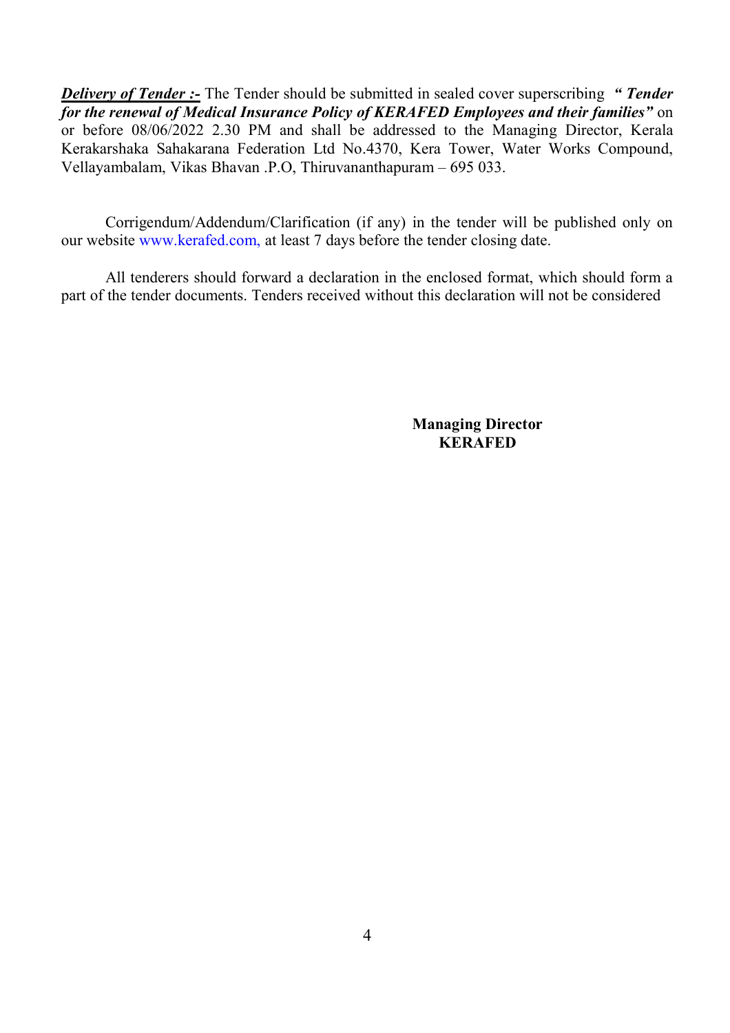***Delivery of Tender :-*** The Tender should be submitted in sealed cover superscribing ***" Tender for the renewal of Medical Insurance Policy of KERAFED Employees and their families"*** on or before 08/06/2022 2.30 PM and shall be addressed to the Managing Director, Kerala Kerakarshaka Sahakarana Federation Ltd No.4370, Kera Tower, Water Works Compound, Vellayambalam, Vikas Bhavan .P.O, Thiruvananthapuram – 695 033.

Corrigendum/Addendum/Clarification (if any) in the tender will be published only on our website www.kerafed.com, at least 7 days before the tender closing date.

All tenderers should forward a declaration in the enclosed format, which should form a part of the tender documents. Tenders received without this declaration will not be considered

**Managing Director**
**KERAFED**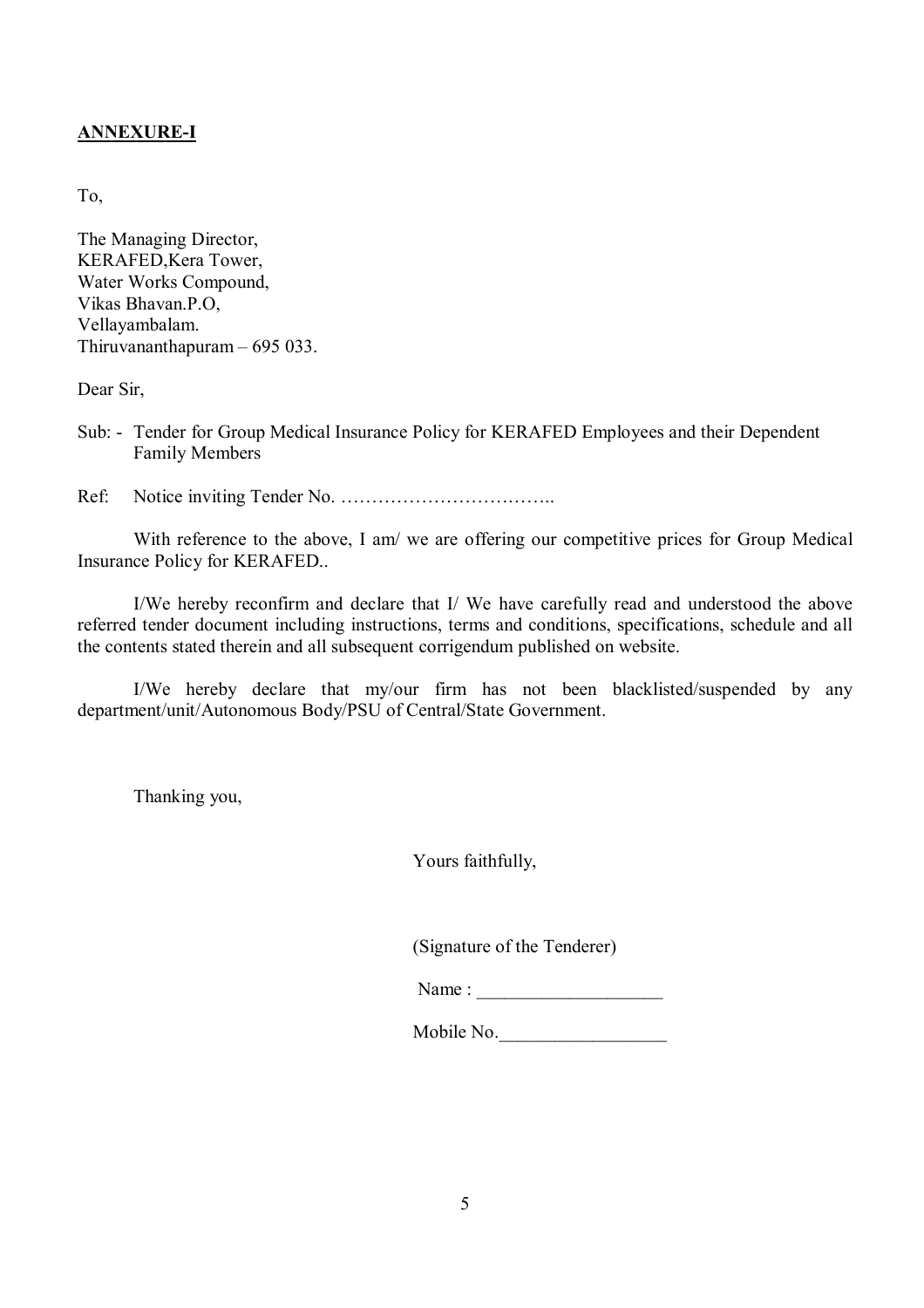**ANNEXURE-I**

To,

The Managing Director,
KERAFED,Kera Tower,
Water Works Compound,
Vikas Bhavan.P.O,
Vellayambalam.
Thiruvananthapuram – 695 033.

Dear Sir,

Sub: - Tender for Group Medical Insurance Policy for KERAFED Employees and their Dependent Family Members

Ref: Notice inviting Tender No. ……………………………..

With reference to the above, I am/ we are offering our competitive prices for Group Medical Insurance Policy for KERAFED..

I/We hereby reconfirm and declare that I/ We have carefully read and understood the above referred tender document including instructions, terms and conditions, specifications, schedule and all the contents stated therein and all subsequent corrigendum published on website.

I/We hereby declare that my/our firm has not been blacklisted/suspended by any department/unit/Autonomous Body/PSU of Central/State Government.

Thanking you,

Yours faithfully,

(Signature of the Tenderer)

Name : ____________________

Mobile No.__________________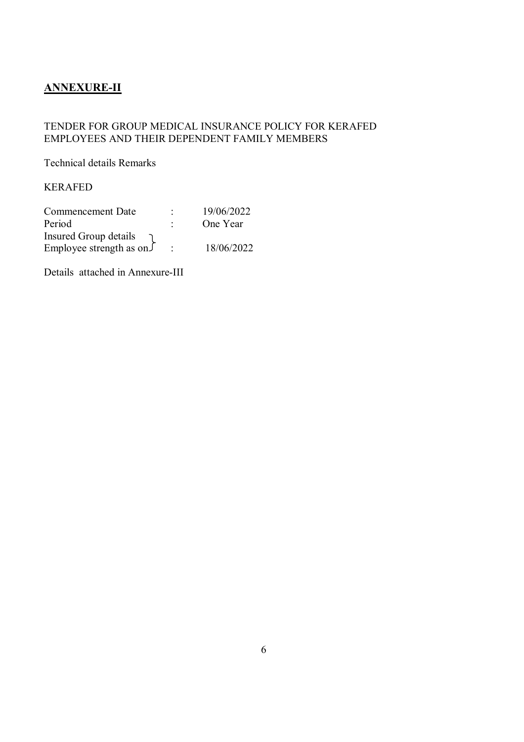## ANNEXURE-II

TENDER FOR GROUP MEDICAL INSURANCE POLICY FOR KERAFED EMPLOYEES AND THEIR DEPENDENT FAMILY MEMBERS

Technical details Remarks

KERAFED

| | | |
|---|---|---|
| Commencement Date | : | 19/06/2022 |
| Period | : | One Year |
| Insured Group details Employee strength as on | : | 18/06/2022 |

Details attached in Annexure-III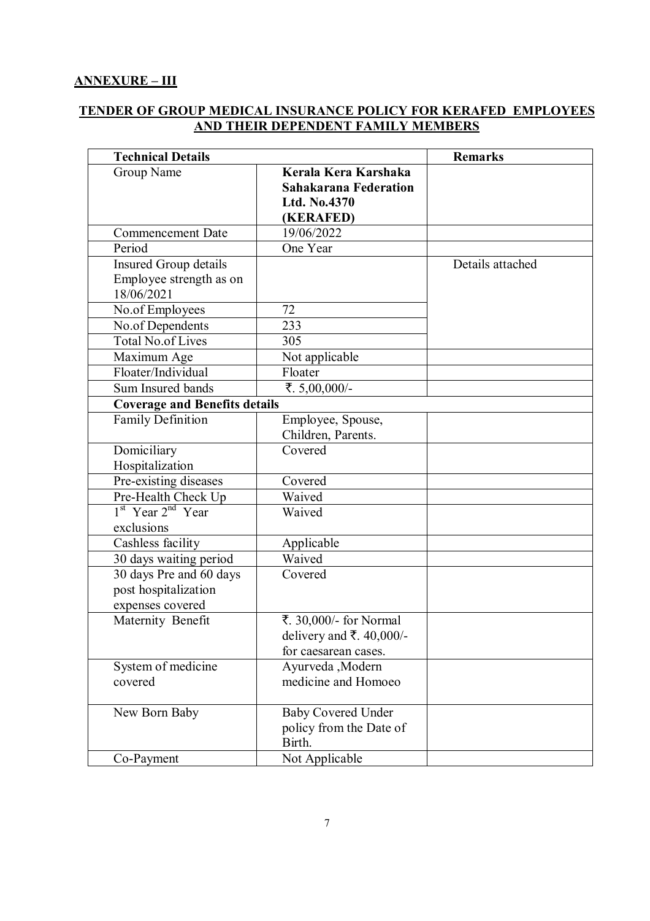## ANNEXURE – III

## TENDER OF GROUP MEDICAL INSURANCE POLICY FOR KERAFED EMPLOYEES AND THEIR DEPENDENT FAMILY MEMBERS

| **Technical Details** | | **Remarks** |
|---|---|---|
| Group Name | **Kerala Kera Karshaka Sahakarana Federation Ltd. No.4370 (KERAFED)** | |
| Commencement Date | 19/06/2022 | |
| Period | One Year | |
| Insured Group details Employee strength as on 18/06/2021 | | Details attached |
| No.of Employees | 72 | |
| No.of Dependents | 233 | |
| Total No.of Lives | 305 | |
| Maximum Age | Not applicable | |
| Floater/Individual | Floater | |
| Sum Insured bands | ₹. 5,00,000/- | |
| **Coverage and Benefits details** | | |
| Family Definition | Employee, Spouse, Children, Parents. | |
| Domiciliary Hospitalization | Covered | |
| Pre-existing diseases | Covered | |
| Pre-Health Check Up | Waived | |
| 1st Year 2nd Year exclusions | Waived | |
| Cashless facility | Applicable | |
| 30 days waiting period | Waived | |
| 30 days Pre and 60 days post hospitalization expenses covered | Covered | |
| Maternity Benefit | ₹. 30,000/- for Normal delivery and ₹. 40,000/- for caesarean cases. | |
| System of medicine covered | Ayurveda ,Modern medicine and Homoeo | |
| New Born Baby | Baby Covered Under policy from the Date of Birth. | |
| Co-Payment | Not Applicable | |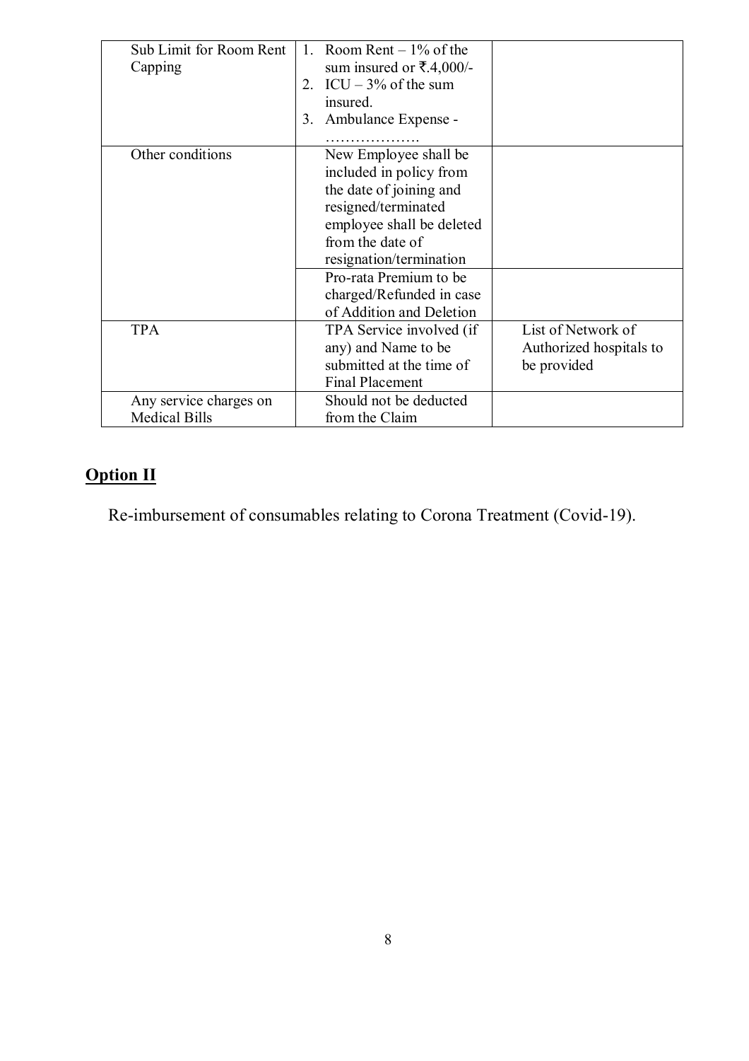| Sub Limit for Room Rent Capping | 1. Room Rent – 1% of the sum insured or ₹.4,000/-<br>2. ICU – 3% of the sum insured.<br>3. Ambulance Expense - ………………. | |
|---|---|---|
| Other conditions | New Employee shall be included in policy from the date of joining and resigned/terminated employee shall be deleted from the date of resignation/termination | |
| | Pro-rata Premium to be charged/Refunded in case of Addition and Deletion | |
| TPA | TPA Service involved (if any) and Name to be submitted at the time of Final Placement | List of Network of Authorized hospitals to be provided |
| Any service charges on Medical Bills | Should not be deducted from the Claim | |

## Option II

Re-imbursement of consumables relating to Corona Treatment (Covid-19).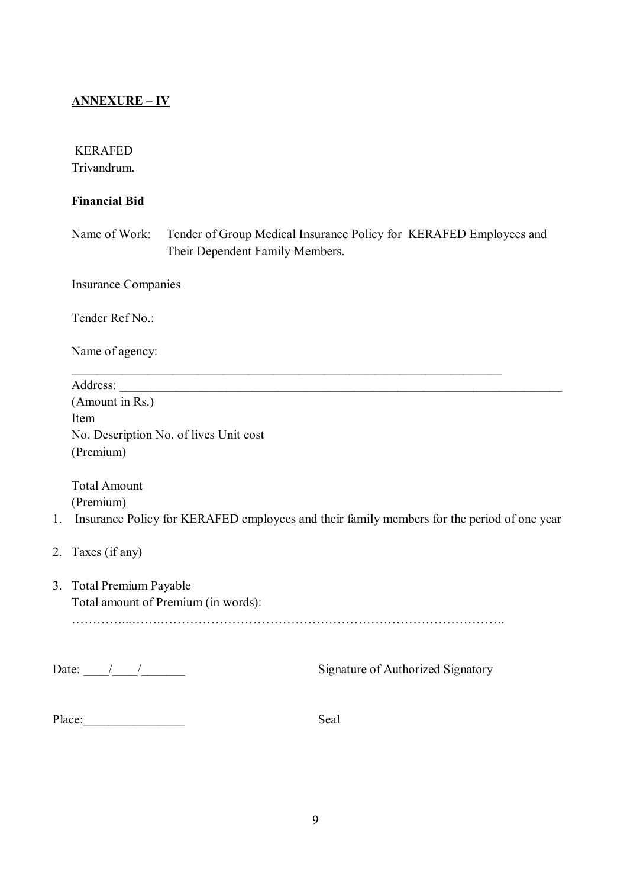**ANNEXURE – IV**

KERAFED
Trivandrum.

**Financial Bid**

Name of Work: Tender of Group Medical Insurance Policy for KERAFED Employees and Their Dependent Family Members.

Insurance Companies

Tender Ref No.:

Name of agency:
______________________________________________________________________

Address: ______________________________________________________________________

(Amount in Rs.)
Item
No. Description No. of lives Unit cost
(Premium)

Total Amount
(Premium)

1. Insurance Policy for KERAFED employees and their family members for the period of one year
2. Taxes (if any)
3. Total Premium Payable
   Total amount of Premium (in words):
   …………...…….……………………………………………………………………….

Date: ____/____/_______ Signature of Authorized Signatory

Place:________________ Seal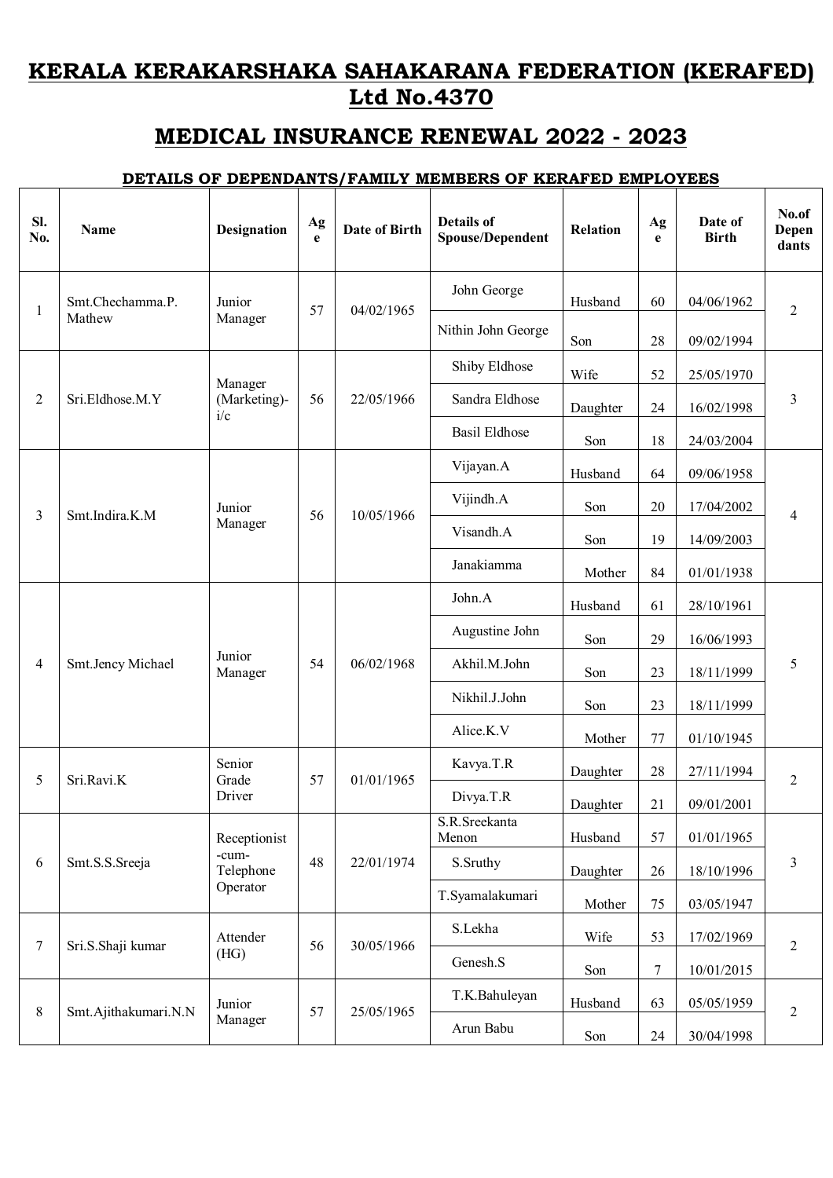# KERALA KERAKARSHAKA SAHAKARANA FEDERATION (KERAFED) Ltd No.4370

## MEDICAL INSURANCE RENEWAL 2022 - 2023

### DETAILS OF DEPENDANTS/FAMILY MEMBERS OF KERAFED EMPLOYEES

| Sl. No. | Name | Designation | Age | Date of Birth | Details of Spouse/Dependent | Relation | Age | Date of Birth | No.of Dependants |
|---|---|---|---|---|---|---|---|---|---|
| 1 | Smt.Chechamma.P. Mathew | Junior Manager | 57 | 04/02/1965 | John George | Husband | 60 | 04/06/1962 | 2 |
| | | | | | Nithin John George | Son | 28 | 09/02/1994 | |
| 2 | Sri.Eldhose.M.Y | Manager (Marketing)-i/c | 56 | 22/05/1966 | Shiby Eldhose | Wife | 52 | 25/05/1970 | 3 |
| | | | | | Sandra Eldhose | Daughter | 24 | 16/02/1998 | |
| | | | | | Basil Eldhose | Son | 18 | 24/03/2004 | |
| 3 | Smt.Indira.K.M | Junior Manager | 56 | 10/05/1966 | Vijayan.A | Husband | 64 | 09/06/1958 | 4 |
| | | | | | Vijindh.A | Son | 20 | 17/04/2002 | |
| | | | | | Visandh.A | Son | 19 | 14/09/2003 | |
| | | | | | Janakiamma | Mother | 84 | 01/01/1938 | |
| 4 | Smt.Jency Michael | Junior Manager | 54 | 06/02/1968 | John.A | Husband | 61 | 28/10/1961 | 5 |
| | | | | | Augustine John | Son | 29 | 16/06/1993 | |
| | | | | | Akhil.M.John | Son | 23 | 18/11/1999 | |
| | | | | | Nikhil.J.John | Son | 23 | 18/11/1999 | |
| | | | | | Alice.K.V | Mother | 77 | 01/10/1945 | |
| 5 | Sri.Ravi.K | Senior Grade Driver | 57 | 01/01/1965 | Kavya.T.R | Daughter | 28 | 27/11/1994 | 2 |
| | | | | | Divya.T.R | Daughter | 21 | 09/01/2001 | |
| 6 | Smt.S.S.Sreeja | Receptionist -cum-Telephone Operator | 48 | 22/01/1974 | S.R.Sreekanta Menon | Husband | 57 | 01/01/1965 | 3 |
| | | | | | S.Sruthy | Daughter | 26 | 18/10/1996 | |
| | | | | | T.Syamalakumari | Mother | 75 | 03/05/1947 | |
| 7 | Sri.S.Shaji kumar | Attender (HG) | 56 | 30/05/1966 | S.Lekha | Wife | 53 | 17/02/1969 | 2 |
| | | | | | Genesh.S | Son | 7 | 10/01/2015 | |
| 8 | Smt.Ajithakumari.N.N | Junior Manager | 57 | 25/05/1965 | T.K.Bahuleyan | Husband | 63 | 05/05/1959 | 2 |
| | | | | | Arun Babu | Son | 24 | 30/04/1998 | |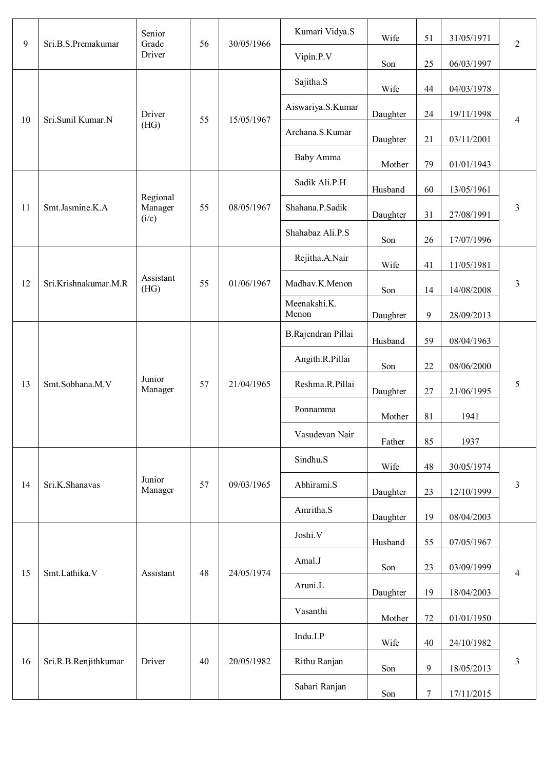| | | | | | | | | | |
|---|---|---|---|---|---|---|---|---|---|
| 9 | Sri.B.S.Premakumar | Senior Grade Driver | 56 | 30/05/1966 | Kumari Vidya.S | Wife | 51 | 31/05/1971 | 2 |
| | | | | | Vipin.P.V | Son | 25 | 06/03/1997 | |
| 10 | Sri.Sunil Kumar.N | Driver (HG) | 55 | 15/05/1967 | Sajitha.S | Wife | 44 | 04/03/1978 | 4 |
| | | | | | Aiswariya.S.Kumar | Daughter | 24 | 19/11/1998 | |
| | | | | | Archana.S.Kumar | Daughter | 21 | 03/11/2001 | |
| | | | | | Baby Amma | Mother | 79 | 01/01/1943 | |
| 11 | Smt.Jasmine.K.A | Regional Manager (i/c) | 55 | 08/05/1967 | Sadik Ali.P.H | Husband | 60 | 13/05/1961 | 3 |
| | | | | | Shahana.P.Sadik | Daughter | 31 | 27/08/1991 | |
| | | | | | Shahabaz Ali.P.S | Son | 26 | 17/07/1996 | |
| 12 | Sri.Krishnakumar.M.R | Assistant (HG) | 55 | 01/06/1967 | Rejitha.A.Nair | Wife | 41 | 11/05/1981 | 3 |
| | | | | | Madhav.K.Menon | Son | 14 | 14/08/2008 | |
| | | | | | Meenakshi.K. Menon | Daughter | 9 | 28/09/2013 | |
| 13 | Smt.Sobhana.M.V | Junior Manager | 57 | 21/04/1965 | B.Rajendran Pillai | Husband | 59 | 08/04/1963 | 5 |
| | | | | | Angith.R.Pillai | Son | 22 | 08/06/2000 | |
| | | | | | Reshma.R.Pillai | Daughter | 27 | 21/06/1995 | |
| | | | | | Ponnamma | Mother | 81 | 1941 | |
| | | | | | Vasudevan Nair | Father | 85 | 1937 | |
| 14 | Sri.K.Shanavas | Junior Manager | 57 | 09/03/1965 | Sindhu.S | Wife | 48 | 30/05/1974 | 3 |
| | | | | | Abhirami.S | Daughter | 23 | 12/10/1999 | |
| | | | | | Amritha.S | Daughter | 19 | 08/04/2003 | |
| 15 | Smt.Lathika.V | Assistant | 48 | 24/05/1974 | Joshi.V | Husband | 55 | 07/05/1967 | 4 |
| | | | | | Amal.J | Son | 23 | 03/09/1999 | |
| | | | | | Aruni.L | Daughter | 19 | 18/04/2003 | |
| | | | | | Vasanthi | Mother | 72 | 01/01/1950 | |
| 16 | Sri.R.B.Renjithkumar | Driver | 40 | 20/05/1982 | Indu.I.P | Wife | 40 | 24/10/1982 | 3 |
| | | | | | Rithu Ranjan | Son | 9 | 18/05/2013 | |
| | | | | | Sabari Ranjan | Son | 7 | 17/11/2015 | |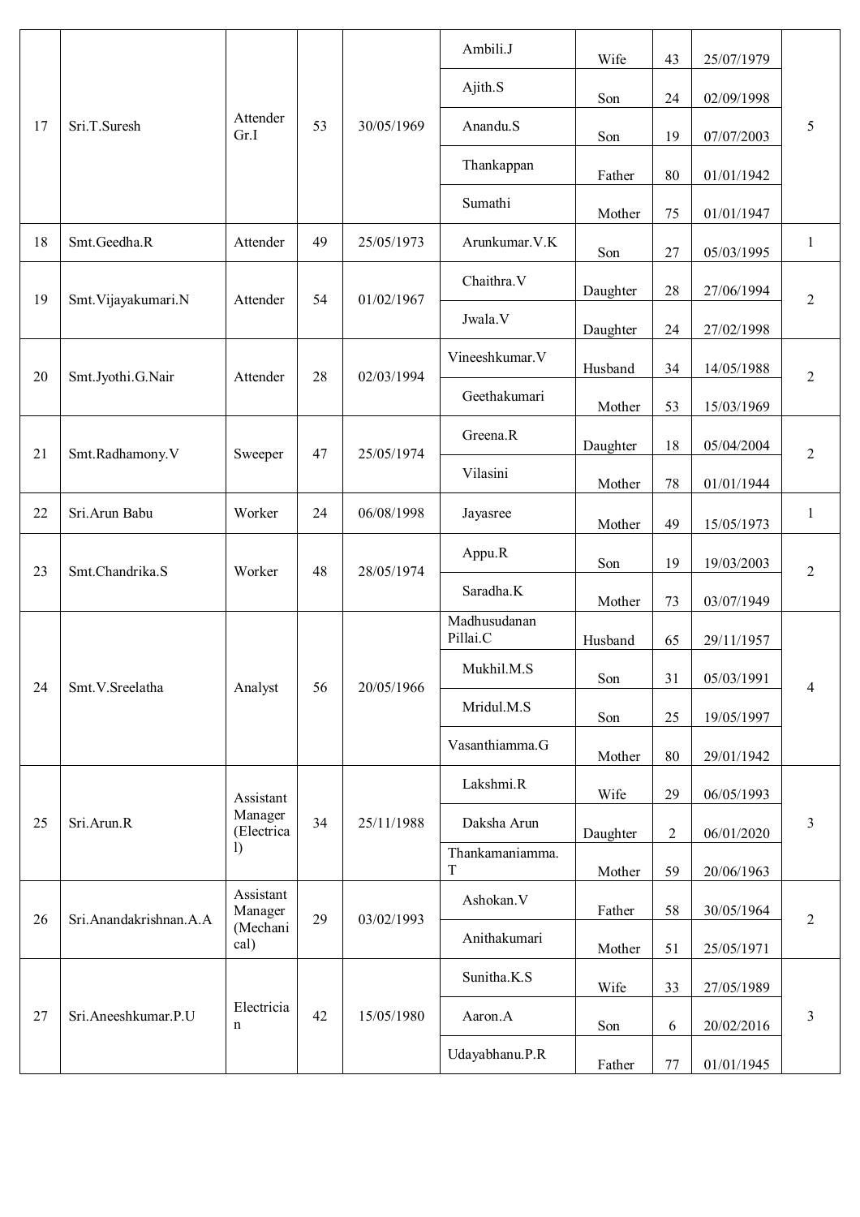| 17 | Sri.T.Suresh | Attender Gr.I | 53 | 30/05/1969 | Ambili.J | Wife | 43 | 25/07/1979 | 5 |
|---|---|---|---|---|---|---|---|---|---|
| | | | | | Ajith.S | Son | 24 | 02/09/1998 | |
| | | | | | Anandu.S | Son | 19 | 07/07/2003 | |
| | | | | | Thankappan | Father | 80 | 01/01/1942 | |
| | | | | | Sumathi | Mother | 75 | 01/01/1947 | |
| 18 | Smt.Geedha.R | Attender | 49 | 25/05/1973 | Arunkumar.V.K | Son | 27 | 05/03/1995 | 1 |
| 19 | Smt.Vijayakumari.N | Attender | 54 | 01/02/1967 | Chaithra.V | Daughter | 28 | 27/06/1994 | 2 |
| | | | | | Jwala.V | Daughter | 24 | 27/02/1998 | |
| 20 | Smt.Jyothi.G.Nair | Attender | 28 | 02/03/1994 | Vineeshkumar.V | Husband | 34 | 14/05/1988 | 2 |
| | | | | | Geethakumari | Mother | 53 | 15/03/1969 | |
| 21 | Smt.Radhamony.V | Sweeper | 47 | 25/05/1974 | Greena.R | Daughter | 18 | 05/04/2004 | 2 |
| | | | | | Vilasini | Mother | 78 | 01/01/1944 | |
| 22 | Sri.Arun Babu | Worker | 24 | 06/08/1998 | Jayasree | Mother | 49 | 15/05/1973 | 1 |
| 23 | Smt.Chandrika.S | Worker | 48 | 28/05/1974 | Appu.R | Son | 19 | 19/03/2003 | 2 |
| | | | | | Saradha.K | Mother | 73 | 03/07/1949 | |
| 24 | Smt.V.Sreelatha | Analyst | 56 | 20/05/1966 | Madhusudanan Pillai.C | Husband | 65 | 29/11/1957 | 4 |
| | | | | | Mukhil.M.S | Son | 31 | 05/03/1991 | |
| | | | | | Mridul.M.S | Son | 25 | 19/05/1997 | |
| | | | | | Vasanthiamma.G | Mother | 80 | 29/01/1942 | |
| 25 | Sri.Arun.R | Assistant Manager (Electrical) | 34 | 25/11/1988 | Lakshmi.R | Wife | 29 | 06/05/1993 | 3 |
| | | | | | Daksha Arun | Daughter | 2 | 06/01/2020 | |
| | | | | | Thankamaniamma.T | Mother | 59 | 20/06/1963 | |
| 26 | Sri.Anandakrishnan.A.A | Assistant Manager (Mechanical) | 29 | 03/02/1993 | Ashokan.V | Father | 58 | 30/05/1964 | 2 |
| | | | | | Anithakumari | Mother | 51 | 25/05/1971 | |
| 27 | Sri.Aneeshkumar.P.U | Electrician | 42 | 15/05/1980 | Sunitha.K.S | Wife | 33 | 27/05/1989 | 3 |
| | | | | | Aaron.A | Son | 6 | 20/02/2016 | |
| | | | | | Udayabhanu.P.R | Father | 77 | 01/01/1945 | |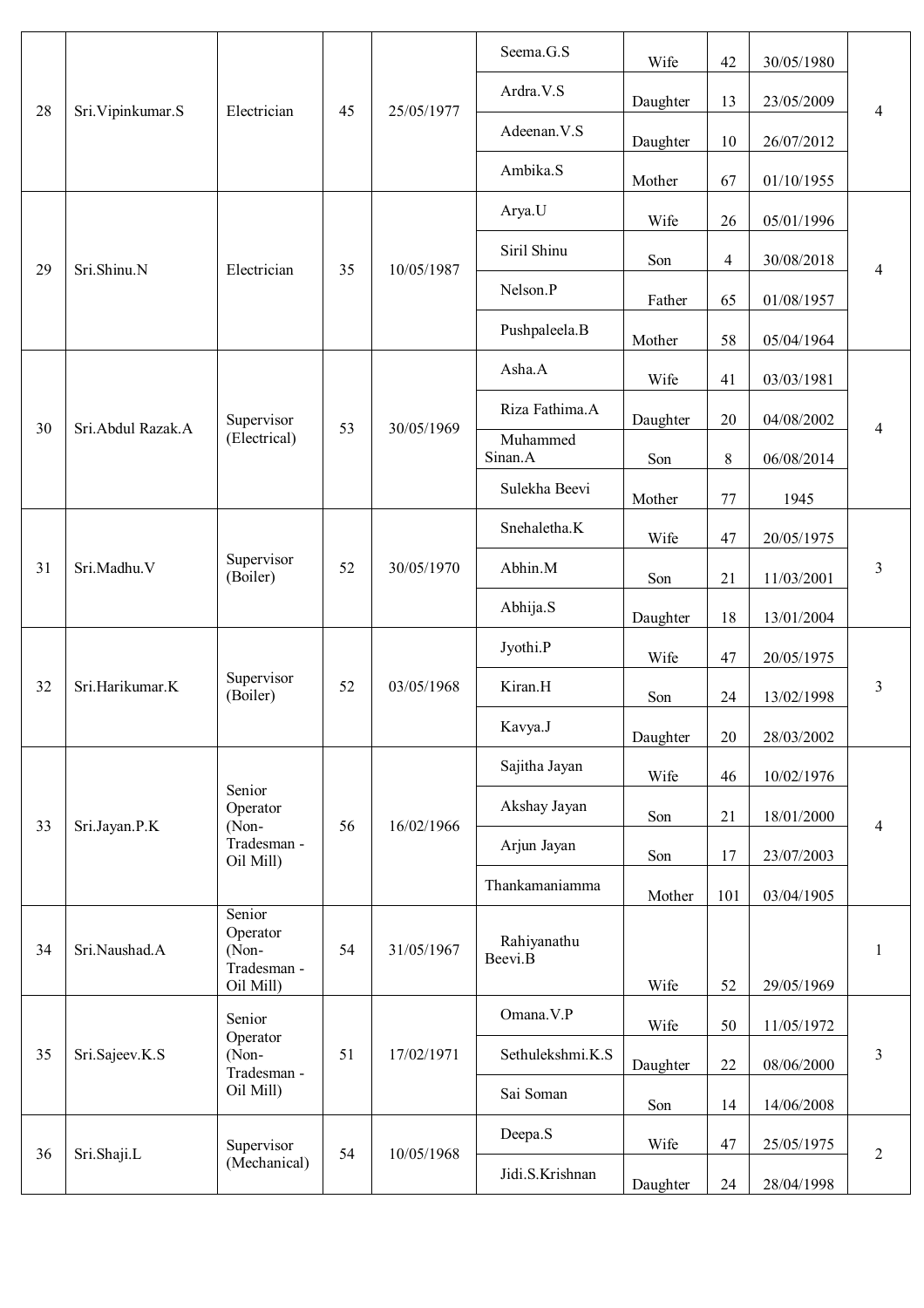| 28 | Sri.Vipinkumar.S | Electrician | 45 | 25/05/1977 | Seema.G.S | Wife | 42 | 30/05/1980 | 4 |
|---|---|---|---|---|---|---|---|---|---|
| | | | | | Ardra.V.S | Daughter | 13 | 23/05/2009 | |
| | | | | | Adeenan.V.S | Daughter | 10 | 26/07/2012 | |
| | | | | | Ambika.S | Mother | 67 | 01/10/1955 | |
| 29 | Sri.Shinu.N | Electrician | 35 | 10/05/1987 | Arya.U | Wife | 26 | 05/01/1996 | 4 |
| | | | | | Siril Shinu | Son | 4 | 30/08/2018 | |
| | | | | | Nelson.P | Father | 65 | 01/08/1957 | |
| | | | | | Pushpaleela.B | Mother | 58 | 05/04/1964 | |
| 30 | Sri.Abdul Razak.A | Supervisor (Electrical) | 53 | 30/05/1969 | Asha.A | Wife | 41 | 03/03/1981 | 4 |
| | | | | | Riza Fathima.A | Daughter | 20 | 04/08/2002 | |
| | | | | | Muhammed Sinan.A | Son | 8 | 06/08/2014 | |
| | | | | | Sulekha Beevi | Mother | 77 | 1945 | |
| 31 | Sri.Madhu.V | Supervisor (Boiler) | 52 | 30/05/1970 | Snehaletha.K | Wife | 47 | 20/05/1975 | 3 |
| | | | | | Abhin.M | Son | 21 | 11/03/2001 | |
| | | | | | Abhija.S | Daughter | 18 | 13/01/2004 | |
| 32 | Sri.Harikumar.K | Supervisor (Boiler) | 52 | 03/05/1968 | Jyothi.P | Wife | 47 | 20/05/1975 | 3 |
| | | | | | Kiran.H | Son | 24 | 13/02/1998 | |
| | | | | | Kavya.J | Daughter | 20 | 28/03/2002 | |
| 33 | Sri.Jayan.P.K | Senior Operator (Non-Tradesman - Oil Mill) | 56 | 16/02/1966 | Sajitha Jayan | Wife | 46 | 10/02/1976 | 4 |
| | | | | | Akshay Jayan | Son | 21 | 18/01/2000 | |
| | | | | | Arjun Jayan | Son | 17 | 23/07/2003 | |
| | | | | | Thankamaniamma | Mother | 101 | 03/04/1905 | |
| 34 | Sri.Naushad.A | Senior Operator (Non-Tradesman - Oil Mill) | 54 | 31/05/1967 | Rahiyanathu Beevi.B | Wife | 52 | 29/05/1969 | 1 |
| 35 | Sri.Sajeev.K.S | Senior Operator (Non-Tradesman - Oil Mill) | 51 | 17/02/1971 | Omana.V.P | Wife | 50 | 11/05/1972 | 3 |
| | | | | | Sethulekshmi.K.S | Daughter | 22 | 08/06/2000 | |
| | | | | | Sai Soman | Son | 14 | 14/06/2008 | |
| 36 | Sri.Shaji.L | Supervisor (Mechanical) | 54 | 10/05/1968 | Deepa.S | Wife | 47 | 25/05/1975 | 2 |
| | | | | | Jidi.S.Krishnan | Daughter | 24 | 28/04/1998 | |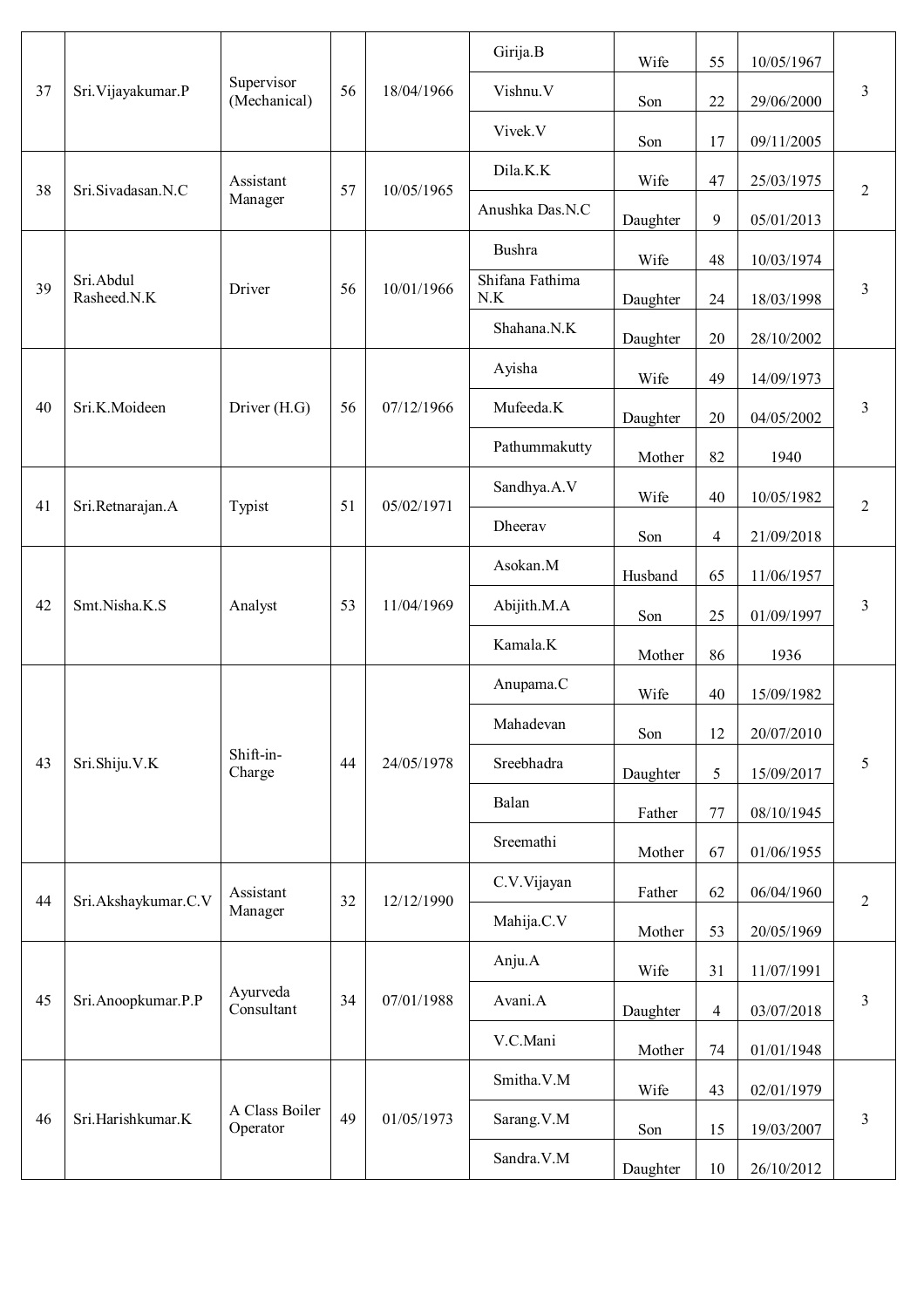| 37 | Sri.Vijayakumar.P | Supervisor (Mechanical) | 56 | 18/04/1966 | Girija.B | Wife | 55 | 10/05/1967 | 3 |
|---|---|---|---|---|---|---|---|---|---|
| | | | | | Vishnu.V | Son | 22 | 29/06/2000 | |
| | | | | | Vivek.V | Son | 17 | 09/11/2005 | |
| 38 | Sri.Sivadasan.N.C | Assistant Manager | 57 | 10/05/1965 | Dila.K.K | Wife | 47 | 25/03/1975 | 2 |
| | | | | | Anushka Das.N.C | Daughter | 9 | 05/01/2013 | |
| 39 | Sri.Abdul Rasheed.N.K | Driver | 56 | 10/01/1966 | Bushra | Wife | 48 | 10/03/1974 | 3 |
| | | | | | Shifana Fathima N.K | Daughter | 24 | 18/03/1998 | |
| | | | | | Shahana.N.K | Daughter | 20 | 28/10/2002 | |
| 40 | Sri.K.Moideen | Driver (H.G) | 56 | 07/12/1966 | Ayisha | Wife | 49 | 14/09/1973 | 3 |
| | | | | | Mufeeda.K | Daughter | 20 | 04/05/2002 | |
| | | | | | Pathummakutty | Mother | 82 | 1940 | |
| 41 | Sri.Retnarajan.A | Typist | 51 | 05/02/1971 | Sandhya.A.V | Wife | 40 | 10/05/1982 | 2 |
| | | | | | Dheerav | Son | 4 | 21/09/2018 | |
| 42 | Smt.Nisha.K.S | Analyst | 53 | 11/04/1969 | Asokan.M | Husband | 65 | 11/06/1957 | 3 |
| | | | | | Abijith.M.A | Son | 25 | 01/09/1997 | |
| | | | | | Kamala.K | Mother | 86 | 1936 | |
| 43 | Sri.Shiju.V.K | Shift-in-Charge | 44 | 24/05/1978 | Anupama.C | Wife | 40 | 15/09/1982 | 5 |
| | | | | | Mahadevan | Son | 12 | 20/07/2010 | |
| | | | | | Sreebhadra | Daughter | 5 | 15/09/2017 | |
| | | | | | Balan | Father | 77 | 08/10/1945 | |
| | | | | | Sreemathi | Mother | 67 | 01/06/1955 | |
| 44 | Sri.Akshaykumar.C.V | Assistant Manager | 32 | 12/12/1990 | C.V.Vijayan | Father | 62 | 06/04/1960 | 2 |
| | | | | | Mahija.C.V | Mother | 53 | 20/05/1969 | |
| 45 | Sri.Anoopkumar.P.P | Ayurveda Consultant | 34 | 07/01/1988 | Anju.A | Wife | 31 | 11/07/1991 | 3 |
| | | | | | Avani.A | Daughter | 4 | 03/07/2018 | |
| | | | | | V.C.Mani | Mother | 74 | 01/01/1948 | |
| 46 | Sri.Harishkumar.K | A Class Boiler Operator | 49 | 01/05/1973 | Smitha.V.M | Wife | 43 | 02/01/1979 | 3 |
| | | | | | Sarang.V.M | Son | 15 | 19/03/2007 | |
| | | | | | Sandra.V.M | Daughter | 10 | 26/10/2012 | |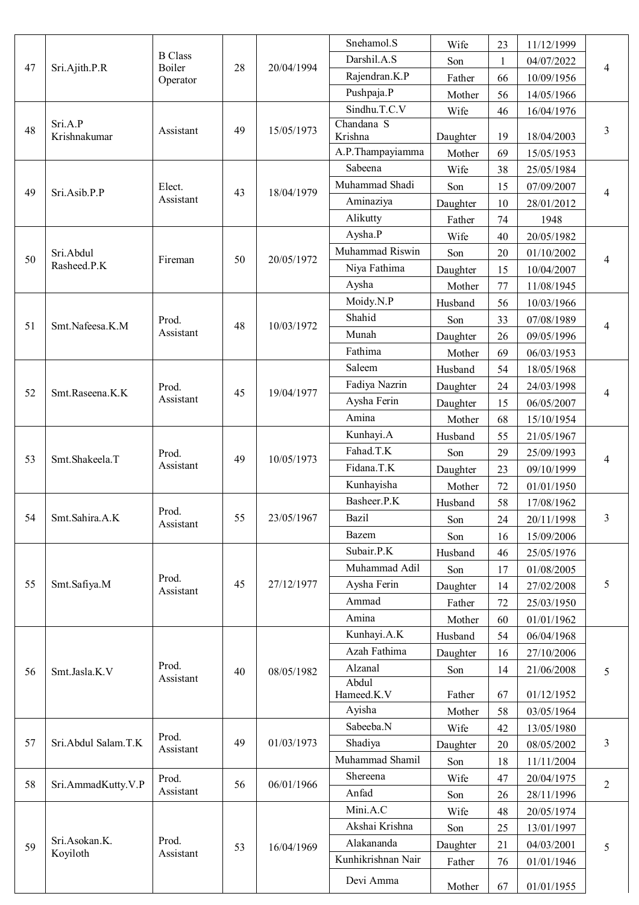| 47 | Sri.Ajith.P.R | B Class Boiler Operator | 28 | 20/04/1994 | Snehamol.S | Wife | 23 | 11/12/1999 | 4 |
|---|---|---|---|---|---|---|---|---|---|
| | | | | | Darshil.A.S | Son | 1 | 04/07/2022 | |
| | | | | | Rajendran.K.P | Father | 66 | 10/09/1956 | |
| | | | | | Pushpaja.P | Mother | 56 | 14/05/1966 | |
| 48 | Sri.A.P Krishnakumar | Assistant | 49 | 15/05/1973 | Sindhu.T.C.V | Wife | 46 | 16/04/1976 | 3 |
| | | | | | Chandana S Krishna | Daughter | 19 | 18/04/2003 | |
| | | | | | A.P.Thampayiamma | Mother | 69 | 15/05/1953 | |
| 49 | Sri.Asib.P.P | Elect. Assistant | 43 | 18/04/1979 | Sabeena | Wife | 38 | 25/05/1984 | 4 |
| | | | | | Muhammad Shadi | Son | 15 | 07/09/2007 | |
| | | | | | Aminaziya | Daughter | 10 | 28/01/2012 | |
| | | | | | Alikutty | Father | 74 | 1948 | |
| 50 | Sri.Abdul Rasheed.P.K | Fireman | 50 | 20/05/1972 | Aysha.P | Wife | 40 | 20/05/1982 | 4 |
| | | | | | Muhammad Riswin | Son | 20 | 01/10/2002 | |
| | | | | | Niya Fathima | Daughter | 15 | 10/04/2007 | |
| | | | | | Aysha | Mother | 77 | 11/08/1945 | |
| 51 | Smt.Nafeesa.K.M | Prod. Assistant | 48 | 10/03/1972 | Moidy.N.P | Husband | 56 | 10/03/1966 | 4 |
| | | | | | Shahid | Son | 33 | 07/08/1989 | |
| | | | | | Munah | Daughter | 26 | 09/05/1996 | |
| | | | | | Fathima | Mother | 69 | 06/03/1953 | |
| 52 | Smt.Raseena.K.K | Prod. Assistant | 45 | 19/04/1977 | Saleem | Husband | 54 | 18/05/1968 | 4 |
| | | | | | Fadiya Nazrin | Daughter | 24 | 24/03/1998 | |
| | | | | | Aysha Ferin | Daughter | 15 | 06/05/2007 | |
| | | | | | Amina | Mother | 68 | 15/10/1954 | |
| 53 | Smt.Shakeela.T | Prod. Assistant | 49 | 10/05/1973 | Kunhayi.A | Husband | 55 | 21/05/1967 | 4 |
| | | | | | Fahad.T.K | Son | 29 | 25/09/1993 | |
| | | | | | Fidana.T.K | Daughter | 23 | 09/10/1999 | |
| | | | | | Kunhayisha | Mother | 72 | 01/01/1950 | |
| 54 | Smt.Sahira.A.K | Prod. Assistant | 55 | 23/05/1967 | Basheer.P.K | Husband | 58 | 17/08/1962 | 3 |
| | | | | | Bazil | Son | 24 | 20/11/1998 | |
| | | | | | Bazem | Son | 16 | 15/09/2006 | |
| 55 | Smt.Safiya.M | Prod. Assistant | 45 | 27/12/1977 | Subair.P.K | Husband | 46 | 25/05/1976 | 5 |
| | | | | | Muhammad Adil | Son | 17 | 01/08/2005 | |
| | | | | | Aysha Ferin | Daughter | 14 | 27/02/2008 | |
| | | | | | Ammad | Father | 72 | 25/03/1950 | |
| | | | | | Amina | Mother | 60 | 01/01/1962 | |
| 56 | Smt.Jasla.K.V | Prod. Assistant | 40 | 08/05/1982 | Kunhayi.A.K | Husband | 54 | 06/04/1968 | 5 |
| | | | | | Azah Fathima | Daughter | 16 | 27/10/2006 | |
| | | | | | Alzanal | Son | 14 | 21/06/2008 | |
| | | | | | Abdul Hameed.K.V | Father | 67 | 01/12/1952 | |
| | | | | | Ayisha | Mother | 58 | 03/05/1964 | |
| 57 | Sri.Abdul Salam.T.K | Prod. Assistant | 49 | 01/03/1973 | Sabeeba.N | Wife | 42 | 13/05/1980 | 3 |
| | | | | | Shadiya | Daughter | 20 | 08/05/2002 | |
| | | | | | Muhammad Shamil | Son | 18 | 11/11/2004 | |
| 58 | Sri.AmmadKutty.V.P | Prod. Assistant | 56 | 06/01/1966 | Shereena | Wife | 47 | 20/04/1975 | 2 |
| | | | | | Anfad | Son | 26 | 28/11/1996 | |
| 59 | Sri.Asokan.K. Koyiloth | Prod. Assistant | 53 | 16/04/1969 | Mini.A.C | Wife | 48 | 20/05/1974 | 5 |
| | | | | | Akshai Krishna | Son | 25 | 13/01/1997 | |
| | | | | | Alakananda | Daughter | 21 | 04/03/2001 | |
| | | | | | Kunhikrishnan Nair | Father | 76 | 01/01/1946 | |
| | | | | | Devi Amma | Mother | 67 | 01/01/1955 | |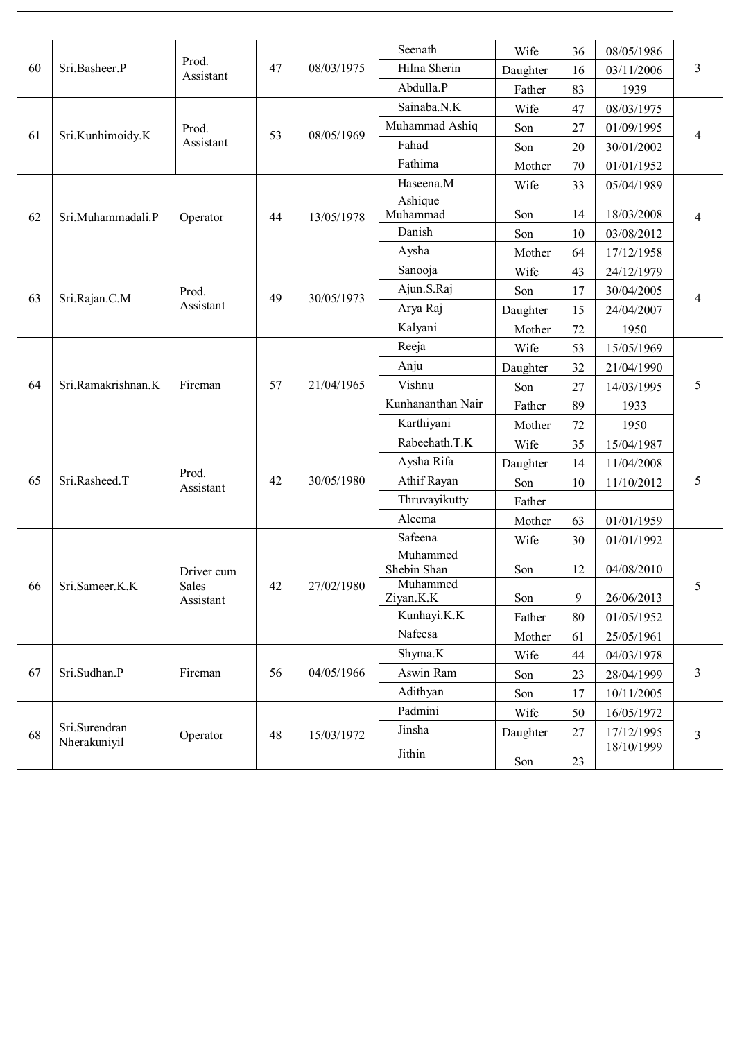| 60 | Sri.Basheer.P | Prod. Assistant | 47 | 08/03/1975 | Seenath | Wife | 36 | 08/05/1986 | 3 |
|---|---|---|---|---|---|---|---|---|---|
| | | | | | Hilna Sherin | Daughter | 16 | 03/11/2006 | |
| | | | | | Abdulla.P | Father | 83 | 1939 | |
| 61 | Sri.Kunhimoidy.K | Prod. Assistant | 53 | 08/05/1969 | Sainaba.N.K | Wife | 47 | 08/03/1975 | 4 |
| | | | | | Muhammad Ashiq | Son | 27 | 01/09/1995 | |
| | | | | | Fahad | Son | 20 | 30/01/2002 | |
| | | | | | Fathima | Mother | 70 | 01/01/1952 | |
| 62 | Sri.Muhammadali.P | Operator | 44 | 13/05/1978 | Haseena.M | Wife | 33 | 05/04/1989 | 4 |
| | | | | | Ashique Muhammad | Son | 14 | 18/03/2008 | |
| | | | | | Danish | Son | 10 | 03/08/2012 | |
| | | | | | Aysha | Mother | 64 | 17/12/1958 | |
| 63 | Sri.Rajan.C.M | Prod. Assistant | 49 | 30/05/1973 | Sanooja | Wife | 43 | 24/12/1979 | 4 |
| | | | | | Ajun.S.Raj | Son | 17 | 30/04/2005 | |
| | | | | | Arya Raj | Daughter | 15 | 24/04/2007 | |
| | | | | | Kalyani | Mother | 72 | 1950 | |
| 64 | Sri.Ramakrishnan.K | Fireman | 57 | 21/04/1965 | Reeja | Wife | 53 | 15/05/1969 | 5 |
| | | | | | Anju | Daughter | 32 | 21/04/1990 | |
| | | | | | Vishnu | Son | 27 | 14/03/1995 | |
| | | | | | Kunhananthan Nair | Father | 89 | 1933 | |
| | | | | | Karthiyani | Mother | 72 | 1950 | |
| 65 | Sri.Rasheed.T | Prod. Assistant | 42 | 30/05/1980 | Rabeehath.T.K | Wife | 35 | 15/04/1987 | 5 |
| | | | | | Aysha Rifa | Daughter | 14 | 11/04/2008 | |
| | | | | | Athif Rayan | Son | 10 | 11/10/2012 | |
| | | | | | Thruvayikutty | Father | | | |
| | | | | | Aleema | Mother | 63 | 01/01/1959 | |
| 66 | Sri.Sameer.K.K | Driver cum Sales Assistant | 42 | 27/02/1980 | Safeena | Wife | 30 | 01/01/1992 | 5 |
| | | | | | Muhammed Shebin Shan | Son | 12 | 04/08/2010 | |
| | | | | | Muhammed Ziyan.K.K | Son | 9 | 26/06/2013 | |
| | | | | | Kunhayi.K.K | Father | 80 | 01/05/1952 | |
| | | | | | Nafeesa | Mother | 61 | 25/05/1961 | |
| 67 | Sri.Sudhan.P | Fireman | 56 | 04/05/1966 | Shyma.K | Wife | 44 | 04/03/1978 | 3 |
| | | | | | Aswin Ram | Son | 23 | 28/04/1999 | |
| | | | | | Adithyan | Son | 17 | 10/11/2005 | |
| 68 | Sri.Surendran Nherakuniyil | Operator | 48 | 15/03/1972 | Padmini | Wife | 50 | 16/05/1972 | 3 |
| | | | | | Jinsha | Daughter | 27 | 17/12/1995 | |
| | | | | | Jithin | Son | 23 | 18/10/1999 | |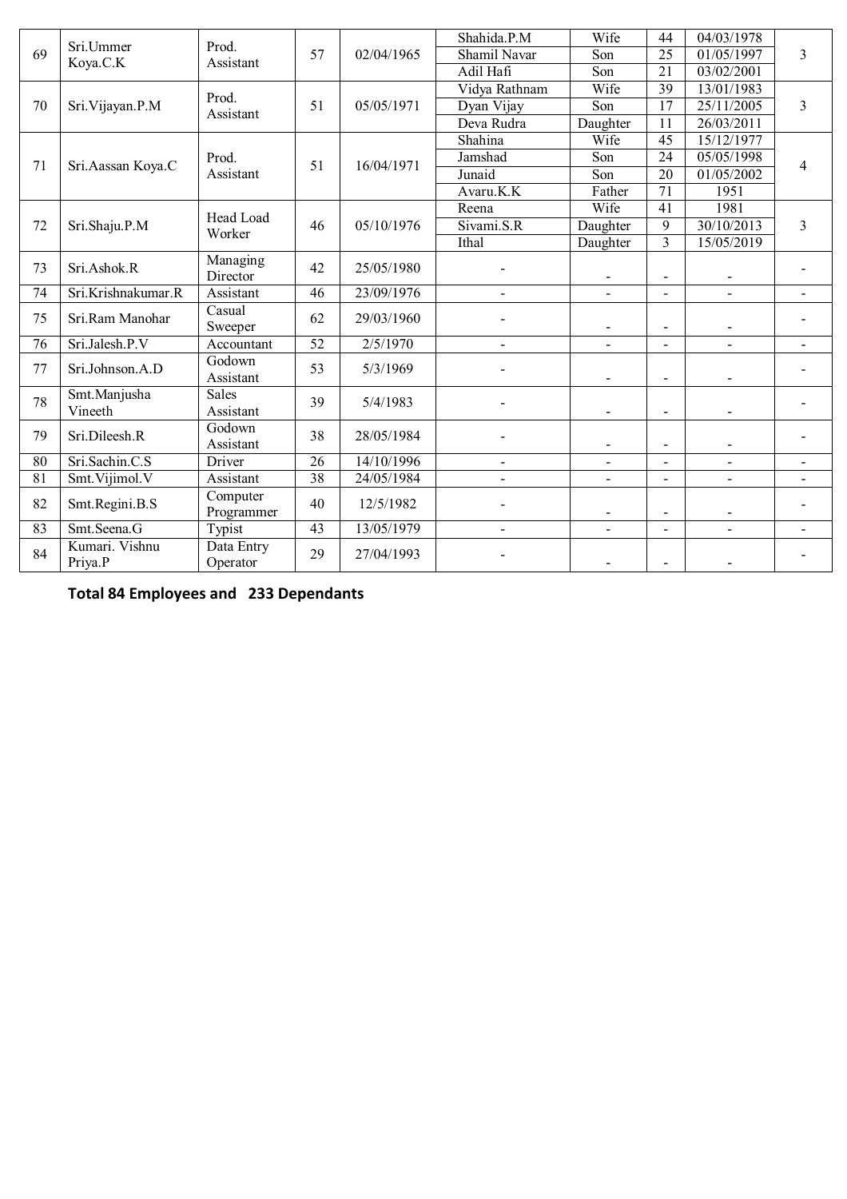| | | | | | | | | | |
|---|---|---|---|---|---|---|---|---|---|
| 69 | Sri.Ummer Koya.C.K | Prod. Assistant | 57 | 02/04/1965 | Shahida.P.M | Wife | 44 | 04/03/1978 | 3 |
| | | | | | Shamil Navar | Son | 25 | 01/05/1997 | |
| | | | | | Adil Hafi | Son | 21 | 03/02/2001 | |
| 70 | Sri.Vijayan.P.M | Prod. Assistant | 51 | 05/05/1971 | Vidya Rathnam | Wife | 39 | 13/01/1983 | 3 |
| | | | | | Dyan Vijay | Son | 17 | 25/11/2005 | |
| | | | | | Deva Rudra | Daughter | 11 | 26/03/2011 | |
| 71 | Sri.Aassan Koya.C | Prod. Assistant | 51 | 16/04/1971 | Shahina | Wife | 45 | 15/12/1977 | 4 |
| | | | | | Jamshad | Son | 24 | 05/05/1998 | |
| | | | | | Junaid | Son | 20 | 01/05/2002 | |
| | | | | | Avaru.K.K | Father | 71 | 1951 | |
| 72 | Sri.Shaju.P.M | Head Load Worker | 46 | 05/10/1976 | Reena | Wife | 41 | 1981 | 3 |
| | | | | | Sivami.S.R | Daughter | 9 | 30/10/2013 | |
| | | | | | Ithal | Daughter | 3 | 15/05/2019 | |
| 73 | Sri.Ashok.R | Managing Director | 42 | 25/05/1980 | - | - | - | - | - |
| 74 | Sri.Krishnakumar.R | Assistant | 46 | 23/09/1976 | - | - | - | - | - |
| 75 | Sri.Ram Manohar | Casual Sweeper | 62 | 29/03/1960 | - | - | - | - | - |
| 76 | Sri.Jalesh.P.V | Accountant | 52 | 2/5/1970 | - | - | - | - | - |
| 77 | Sri.Johnson.A.D | Godown Assistant | 53 | 5/3/1969 | - | - | - | - | - |
| 78 | Smt.Manjusha Vineeth | Sales Assistant | 39 | 5/4/1983 | - | - | - | - | - |
| 79 | Sri.Dileesh.R | Godown Assistant | 38 | 28/05/1984 | - | - | - | - | - |
| 80 | Sri.Sachin.C.S | Driver | 26 | 14/10/1996 | - | - | - | - | - |
| 81 | Smt.Vijimol.V | Assistant | 38 | 24/05/1984 | - | - | - | - | - |
| 82 | Smt.Regini.B.S | Computer Programmer | 40 | 12/5/1982 | - | - | - | - | - |
| 83 | Smt.Seena.G | Typist | 43 | 13/05/1979 | - | - | - | - | - |
| 84 | Kumari. Vishnu Priya.P | Data Entry Operator | 29 | 27/04/1993 | - | - | - | - | - |

**Total 84 Employees and 233 Dependants**